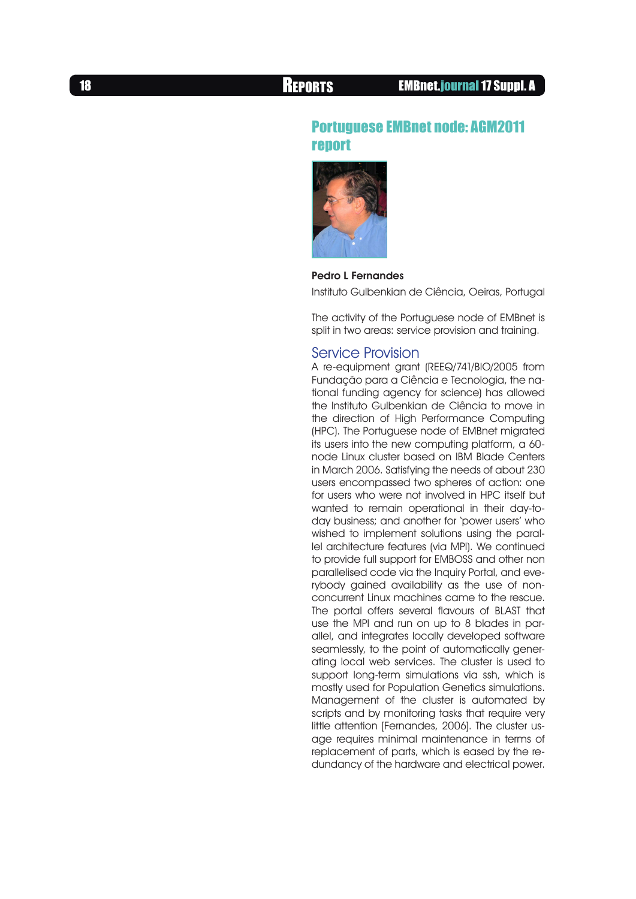# Portuguese EMBnet node: AGM2011 report

**Pedro L Fernandes**

Instituto Gulbenkian de Ciência, Oeiras, Portugal

The activity of the Portuguese node of EMBnet is split in two areas: service provision and training.

## Service Provision

A re-equipment grant (REEQ/741/BIO/2005 from Fundação para a Ciência e Tecnologia, the national funding agency for science) has allowed the Instituto Gulbenkian de Ciência to move in the direction of High Performance Computing (HPC). The Portuguese node of EMBnet migrated its users into the new computing platform, a 60-node Linux cluster based on IBM Blade Centers in March 2006. Satisfying the needs of about 230 users encompassed two spheres of action: one for users who were not involved in HPC itself but wanted to remain operational in their day-to-day business; and another for 'power users' who wished to implement solutions using the parallel architecture features (via MPI). We continued to provide full support for EMBOSS and other non parallelised code via the Inquiry Portal, and everybody gained availability as the use of non-concurrent Linux machines came to the rescue. The portal offers several flavours of BLAST that use the MPI and run on up to 8 blades in parallel, and integrates locally developed software seamlessly, to the point of automatically generating local web services. The cluster is used to support long-term simulations via ssh, which is mostly used for Population Genetics simulations. Management of the cluster is automated by scripts and by monitoring tasks that require very little attention [Fernandes, 2006]. The cluster usage requires minimal maintenance in terms of replacement of parts, which is eased by the redundancy of the hardware and electrical power.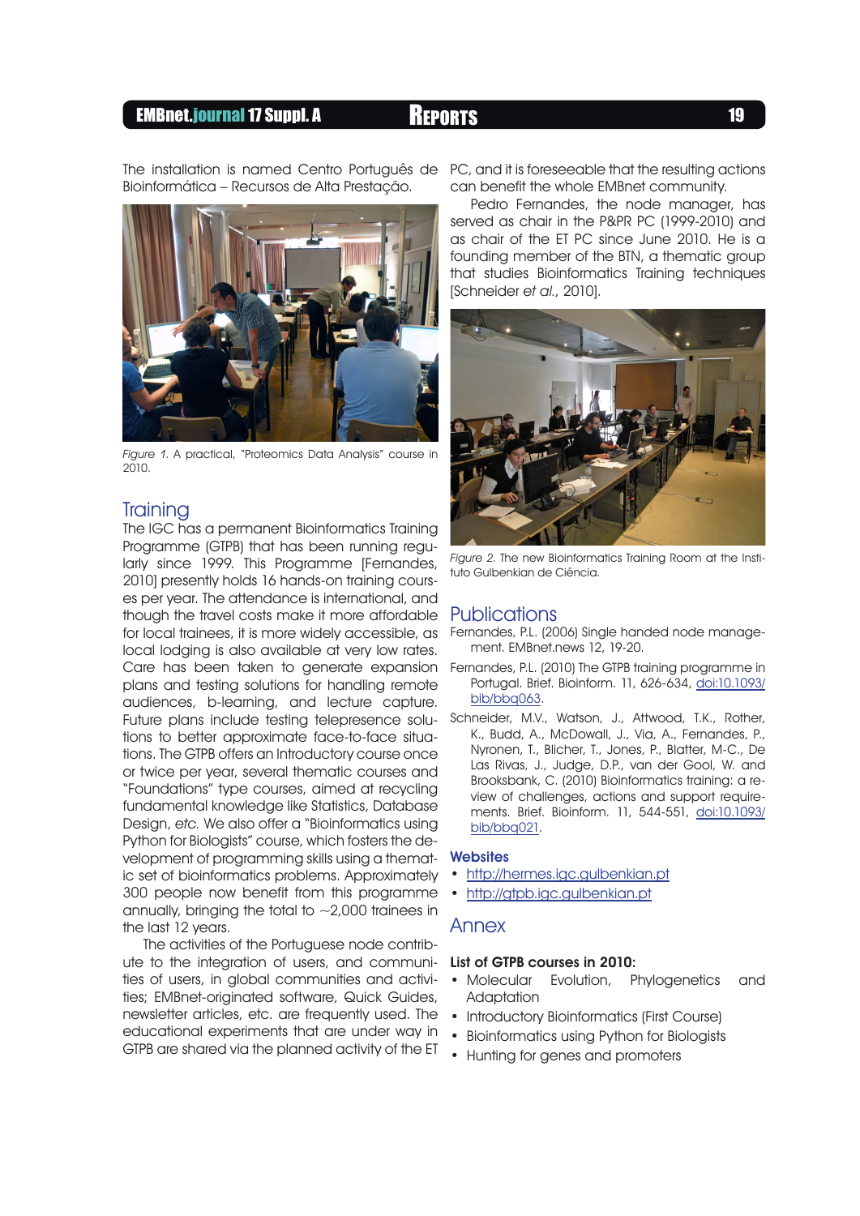The installation is named Centro Português de Bioinformática – Recursos de Alta Prestação.

*Figure 1.* A practical, "Proteomics Data Analysis" course in 2010.

## Training

The IGC has a permanent Bioinformatics Training Programme (GTPB) that has been running regularly since 1999. This Programme [Fernandes, 2010] presently holds 16 hands-on training courses per year. The attendance is international, and though the travel costs make it more affordable for local trainees, it is more widely accessible, as local lodging is also available at very low rates. Care has been taken to generate expansion plans and testing solutions for handling remote audiences, b-learning, and lecture capture. Future plans include testing telepresence solutions to better approximate face-to-face situations. The GTPB offers an Introductory course once or twice per year, several thematic courses and "Foundations" type courses, aimed at recycling fundamental knowledge like Statistics, Database Design, *etc.* We also offer a "Bioinformatics using Python for Biologists" course, which fosters the development of programming skills using a thematic set of bioinformatics problems. Approximately 300 people now benefit from this programme annually, bringing the total to ~2,000 trainees in the last 12 years.

The activities of the Portuguese node contribute to the integration of users, and communities of users, in global communities and activities; EMBnet-originated software, Quick Guides, newsletter articles, etc. are frequently used. The educational experiments that are under way in GTPB are shared via the planned activity of the ET PC, and it is foreseeable that the resulting actions can benefit the whole EMBnet community.

Pedro Fernandes, the node manager, has served as chair in the P&PR PC (1999-2010) and as chair of the ET PC since June 2010. He is a founding member of the BTN, a thematic group that studies Bioinformatics Training techniques [Schneider *et al.*, 2010].

*Figure 2.* The new Bioinformatics Training Room at the Instituto Gulbenkian de Ciência.

## Publications

Fernandes, P.L. (2006) Single handed node management. EMBnet.news 12, 19-20.

Fernandes, P.L. (2010) The GTPB training programme in Portugal. Brief. Bioinform. 11, 626-634, doi:10.1093/bib/bbq063.

Schneider, M.V., Watson, J., Attwood, T.K., Rother, K., Budd, A., McDowall, J., Via, A., Fernandes, P., Nyronen, T., Blicher, T., Jones, P., Blatter, M-C., De Las Rivas, J., Judge, D.P., van der Gool, W. and Brooksbank, C. (2010) Bioinformatics training: a review of challenges, actions and support requirements. Brief. Bioinform. 11, 544-551, doi:10.1093/bib/bbq021.

### Websites

- http://hermes.igc.gulbenkian.pt
- http://gtpb.igc.gulbenkian.pt

## Annex

**List of GTPB courses in 2010:**

- Molecular Evolution, Phylogenetics and Adaptation
- Introductory Bioinformatics (First Course)
- Bioinformatics using Python for Biologists
- Hunting for genes and promoters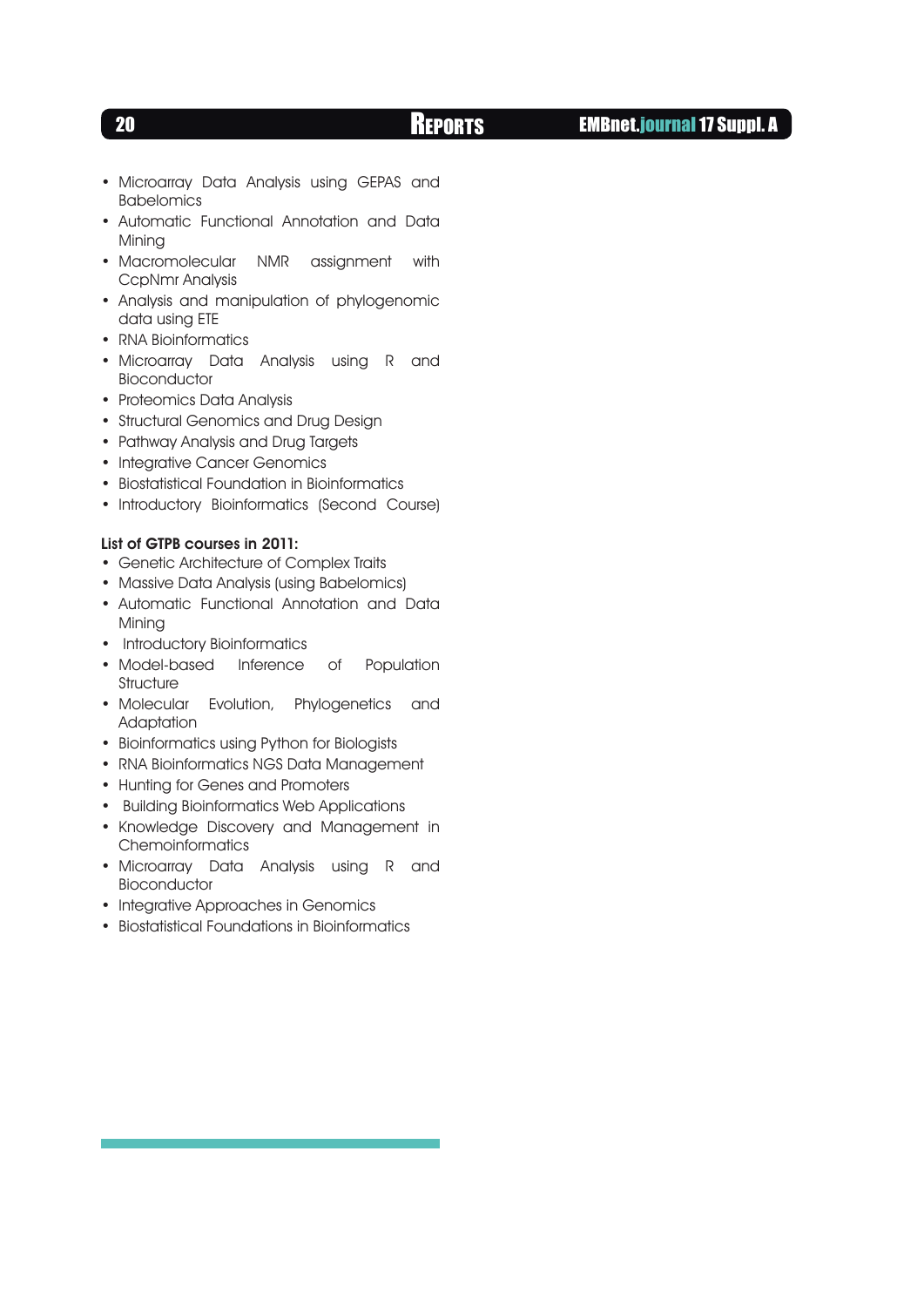- Microarray Data Analysis using GEPAS and Babelomics
- Automatic Functional Annotation and Data Mining
- Macromolecular NMR assignment with CcpNmr Analysis
- Analysis and manipulation of phylogenomic data using ETE
- RNA Bioinformatics
- Microarray Data Analysis using R and Bioconductor
- Proteomics Data Analysis
- Structural Genomics and Drug Design
- Pathway Analysis and Drug Targets
- Integrative Cancer Genomics
- Biostatistical Foundation in Bioinformatics
- Introductory Bioinformatics (Second Course)

**List of GTPB courses in 2011:**

- Genetic Architecture of Complex Traits
- Massive Data Analysis (using Babelomics)
- Automatic Functional Annotation and Data Mining
- Introductory Bioinformatics
- Model-based Inference of Population Structure
- Molecular Evolution, Phylogenetics and Adaptation
- Bioinformatics using Python for Biologists
- RNA Bioinformatics NGS Data Management
- Hunting for Genes and Promoters
- Building Bioinformatics Web Applications
- Knowledge Discovery and Management in Chemoinformatics
- Microarray Data Analysis using R and Bioconductor
- Integrative Approaches in Genomics
- Biostatistical Foundations in Bioinformatics